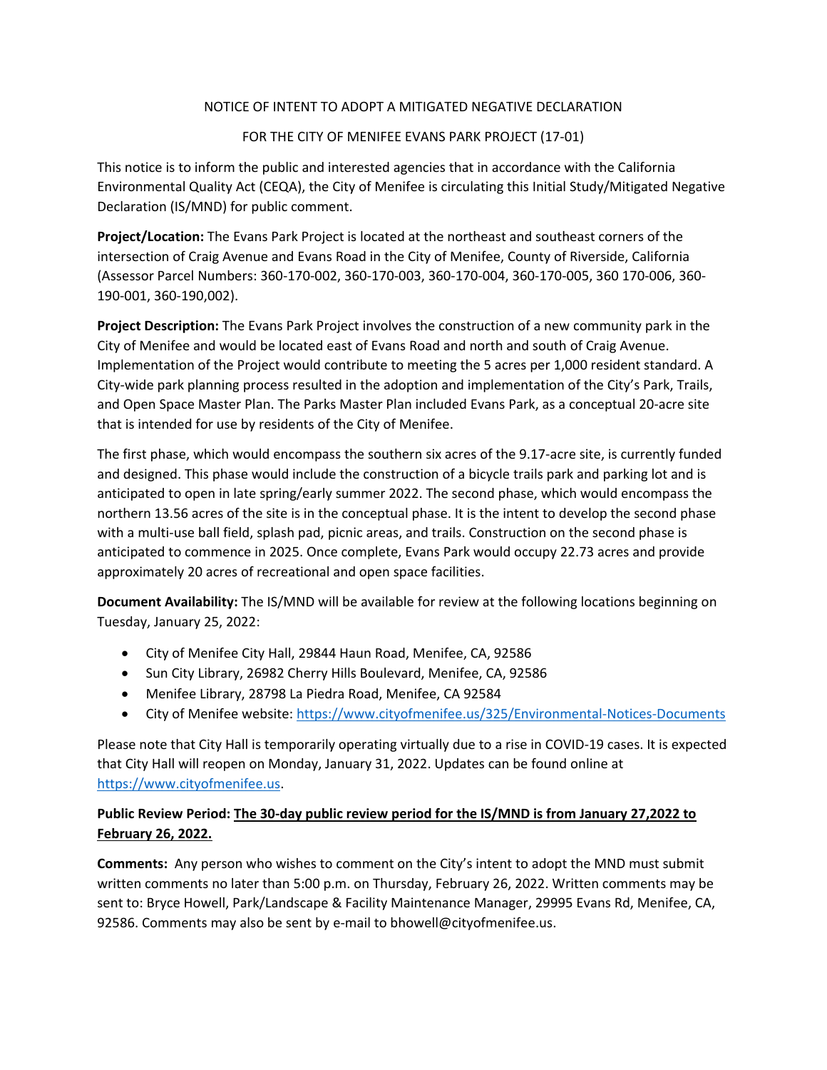NOTICE OF INTENT TO ADOPT A MITIGATED NEGATIVE DECLARATION

FOR THE CITY OF MENIFEE EVANS PARK PROJECT (17-01)

This notice is to inform the public and interested agencies that in accordance with the California Environmental Quality Act (CEQA), the City of Menifee is circulating this Initial Study/Mitigated Negative Declaration (IS/MND) for public comment.

**Project/Location:** The Evans Park Project is located at the northeast and southeast corners of the intersection of Craig Avenue and Evans Road in the City of Menifee, County of Riverside, California (Assessor Parcel Numbers: 360-170-002, 360-170-003, 360-170-004, 360-170-005, 360 170-006, 360-190-001, 360-190,002).

**Project Description:** The Evans Park Project involves the construction of a new community park in the City of Menifee and would be located east of Evans Road and north and south of Craig Avenue. Implementation of the Project would contribute to meeting the 5 acres per 1,000 resident standard. A City-wide park planning process resulted in the adoption and implementation of the City's Park, Trails, and Open Space Master Plan. The Parks Master Plan included Evans Park, as a conceptual 20-acre site that is intended for use by residents of the City of Menifee.

The first phase, which would encompass the southern six acres of the 9.17-acre site, is currently funded and designed. This phase would include the construction of a bicycle trails park and parking lot and is anticipated to open in late spring/early summer 2022. The second phase, which would encompass the northern 13.56 acres of the site is in the conceptual phase. It is the intent to develop the second phase with a multi-use ball field, splash pad, picnic areas, and trails. Construction on the second phase is anticipated to commence in 2025. Once complete, Evans Park would occupy 22.73 acres and provide approximately 20 acres of recreational and open space facilities.

**Document Availability:** The IS/MND will be available for review at the following locations beginning on Tuesday, January 25, 2022:

- City of Menifee City Hall, 29844 Haun Road, Menifee, CA, 92586
- Sun City Library, 26982 Cherry Hills Boulevard, Menifee, CA, 92586
- Menifee Library, 28798 La Piedra Road, Menifee, CA 92584
- City of Menifee website: https://www.cityofmenifee.us/325/Environmental-Notices-Documents

Please note that City Hall is temporarily operating virtually due to a rise in COVID-19 cases. It is expected that City Hall will reopen on Monday, January 31, 2022. Updates can be found online at https://www.cityofmenifee.us.

**Public Review Period: The 30-day public review period for the IS/MND is from January 27,2022 to February 26, 2022.**

**Comments:** Any person who wishes to comment on the City's intent to adopt the MND must submit written comments no later than 5:00 p.m. on Thursday, February 26, 2022. Written comments may be sent to: Bryce Howell, Park/Landscape & Facility Maintenance Manager, 29995 Evans Rd, Menifee, CA, 92586. Comments may also be sent by e-mail to bhowell@cityofmenifee.us.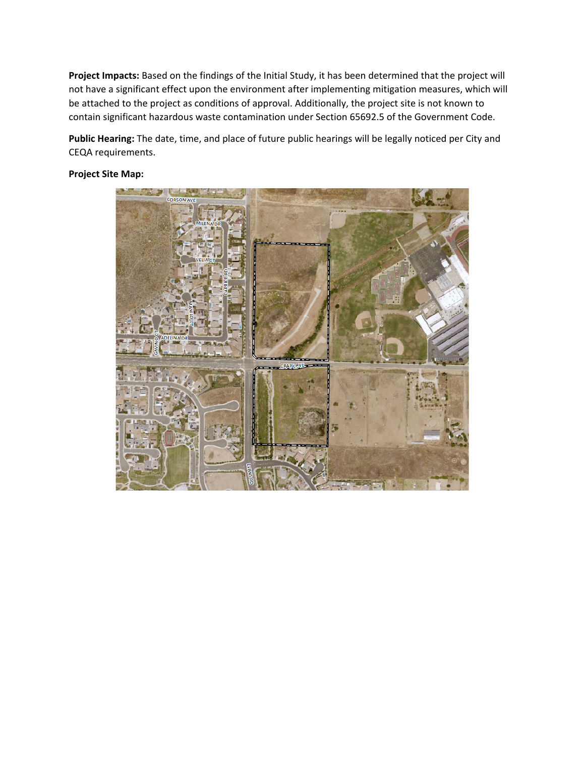**Project Impacts:** Based on the findings of the Initial Study, it has been determined that the project will not have a significant effect upon the environment after implementing mitigation measures, which will be attached to the project as conditions of approval. Additionally, the project site is not known to contain significant hazardous waste contamination under Section 65692.5 of the Government Code.

**Public Hearing:** The date, time, and place of future public hearings will be legally noticed per City and CEQA requirements.

**Project Site Map:**

CORSON AVE
MILENA DR
VELA CT
CAPRICE RD
MANLIO CT
GAVINO CT
ADELINA DR
CRAIG AVE
EVANS RD